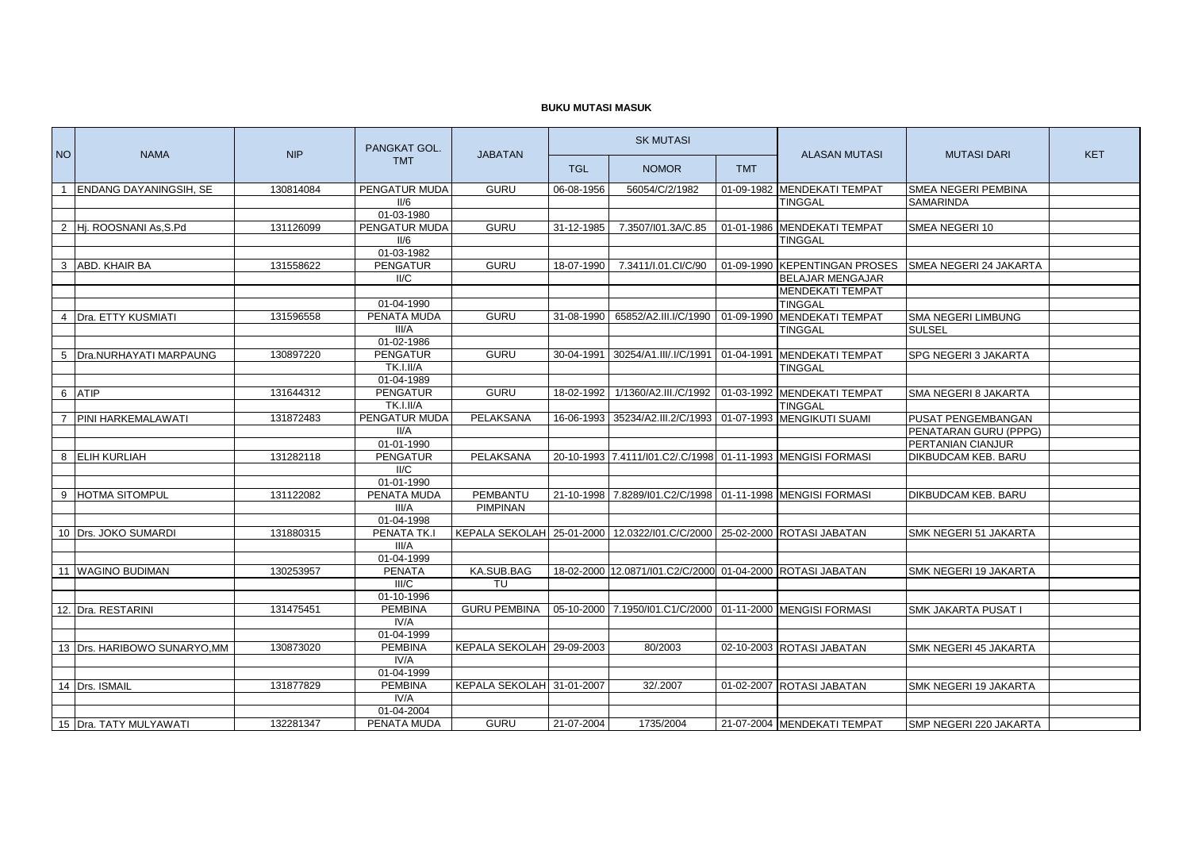**BUKU MUTASI MASUK**

| NO | NAMA | NIP | PANGKAT GOL. TMT | JABATAN | SK MUTASI | | | ALASAN MUTASI | MUTASI DARI | KET |
|---|---|---|---|---|---|---|---|---|---|---|
| | | | | | TGL | NOMOR | TMT | | | |
| 1 | ENDANG DAYANINGSIH, SE | 130814084 | PENGATUR MUDA | GURU | 06-08-1956 | 56054/C/2/1982 | 01-09-1982 | MENDEKATI TEMPAT | SMEA NEGERI PEMBINA | |
| | | | II/6 | | | | | TINGGAL | SAMARINDA | |
| | | | 01-03-1980 | | | | | | | |
| 2 | Hj. ROOSNANI As,S.Pd | 131126099 | PENGATUR MUDA | GURU | 31-12-1985 | 7.3507/I01.3A/C.85 | 01-01-1986 | MENDEKATI TEMPAT | SMEA NEGERI 10 | |
| | | | II/6 | | | | | TINGGAL | | |
| | | | 01-03-1982 | | | | | | | |
| 3 | ABD. KHAIR BA | 131558622 | PENGATUR | GURU | 18-07-1990 | 7.3411/I.01.CI/C/90 | 01-09-1990 | KEPENTINGAN PROSES | SMEA NEGERI 24 JAKARTA | |
| | | | II/C | | | | | BELAJAR MENGAJAR | | |
| | | | | | | | | MENDEKATI TEMPAT | | |
| | | | 01-04-1990 | | | | | TINGGAL | | |
| 4 | Dra. ETTY KUSMIATI | 131596558 | PENATA MUDA | GURU | 31-08-1990 | 65852/A2.III.I/C/1990 | 01-09-1990 | MENDEKATI TEMPAT | SMA NEGERI LIMBUNG | |
| | | | III/A | | | | | TINGGAL | SULSEL | |
| | | | 01-02-1986 | | | | | | | |
| 5 | Dra.NURHAYATI MARPAUNG | 130897220 | PENGATUR | GURU | 30-04-1991 | 30254/A1.III/.I/C/1991 | 01-04-1991 | MENDEKATI TEMPAT | SPG NEGERI 3 JAKARTA | |
| | | | TK.I.II/A | | | | | TINGGAL | | |
| | | | 01-04-1989 | | | | | | | |
| 6 | ATIP | 131644312 | PENGATUR | GURU | 18-02-1992 | 1/1360/A2.III./C/1992 | 01-03-1992 | MENDEKATI TEMPAT | SMA NEGERI 8 JAKARTA | |
| | | | TK.I.II/A | | | | | TINGGAL | | |
| 7 | PINI HARKEMALAWATI | 131872483 | PENGATUR MUDA | PELAKSANA | 16-06-1993 | 35234/A2.III.2/C/1993 | 01-07-1993 | MENGIKUTI SUAMI | PUSAT PENGEMBANGAN | |
| | | | II/A | | | | | | PENATARAN GURU (PPPG) | |
| | | | 01-01-1990 | | | | | | PERTANIAN CIANJUR | |
| 8 | ELIH KURLIAH | 131282118 | PENGATUR | PELAKSANA | 20-10-1993 | 7.4111/I01.C2/.C/1998 | 01-11-1993 | MENGISI FORMASI | DIKBUDCAM KEB. BARU | |
| | | | II/C | | | | | | | |
| | | | 01-01-1990 | | | | | | | |
| 9 | HOTMA SITOMPUL | 131122082 | PENATA MUDA | PEMBANTU | 21-10-1998 | 7.8289/I01.C2/C/1998 | 01-11-1998 | MENGISI FORMASI | DIKBUDCAM KEB. BARU | |
| | | | III/A | PIMPINAN | | | | | | |
| | | | 01-04-1998 | | | | | | | |
| 10 | Drs. JOKO SUMARDI | 131880315 | PENATA TK.I | KEPALA SEKOLAH | 25-01-2000 | 12.0322/I01.C/C/2000 | 25-02-2000 | ROTASI JABATAN | SMK NEGERI 51 JAKARTA | |
| | | | III/A | | | | | | | |
| | | | 01-04-1999 | | | | | | | |
| 11 | WAGINO BUDIMAN | 130253957 | PENATA | KA.SUB.BAG | 18-02-2000 | 12.0871/I01.C2/C/2000 | 01-04-2000 | ROTASI JABATAN | SMK NEGERI 19 JAKARTA | |
| | | | III/C | TU | | | | | | |
| | | | 01-10-1996 | | | | | | | |
| 12. | Dra. RESTARINI | 131475451 | PEMBINA | GURU PEMBINA | 05-10-2000 | 7.1950/I01.C1/C/2000 | 01-11-2000 | MENGISI FORMASI | SMK JAKARTA PUSAT I | |
| | | | IV/A | | | | | | | |
| | | | 01-04-1999 | | | | | | | |
| 13 | Drs. HARIBOWO SUNARYO,MM | 130873020 | PEMBINA | KEPALA SEKOLAH | 29-09-2003 | 80/2003 | 02-10-2003 | ROTASI JABATAN | SMK NEGERI 45 JAKARTA | |
| | | | IV/A | | | | | | | |
| | | | 01-04-1999 | | | | | | | |
| 14 | Drs. ISMAIL | 131877829 | PEMBINA | KEPALA SEKOLAH | 31-01-2007 | 32/.2007 | 01-02-2007 | ROTASI JABATAN | SMK NEGERI 19 JAKARTA | |
| | | | IV/A | | | | | | | |
| | | | 01-04-2004 | | | | | | | |
| 15 | Dra. TATY MULYAWATI | 132281347 | PENATA MUDA | GURU | 21-07-2004 | 1735/2004 | 21-07-2004 | MENDEKATI TEMPAT | SMP NEGERI 220 JAKARTA | |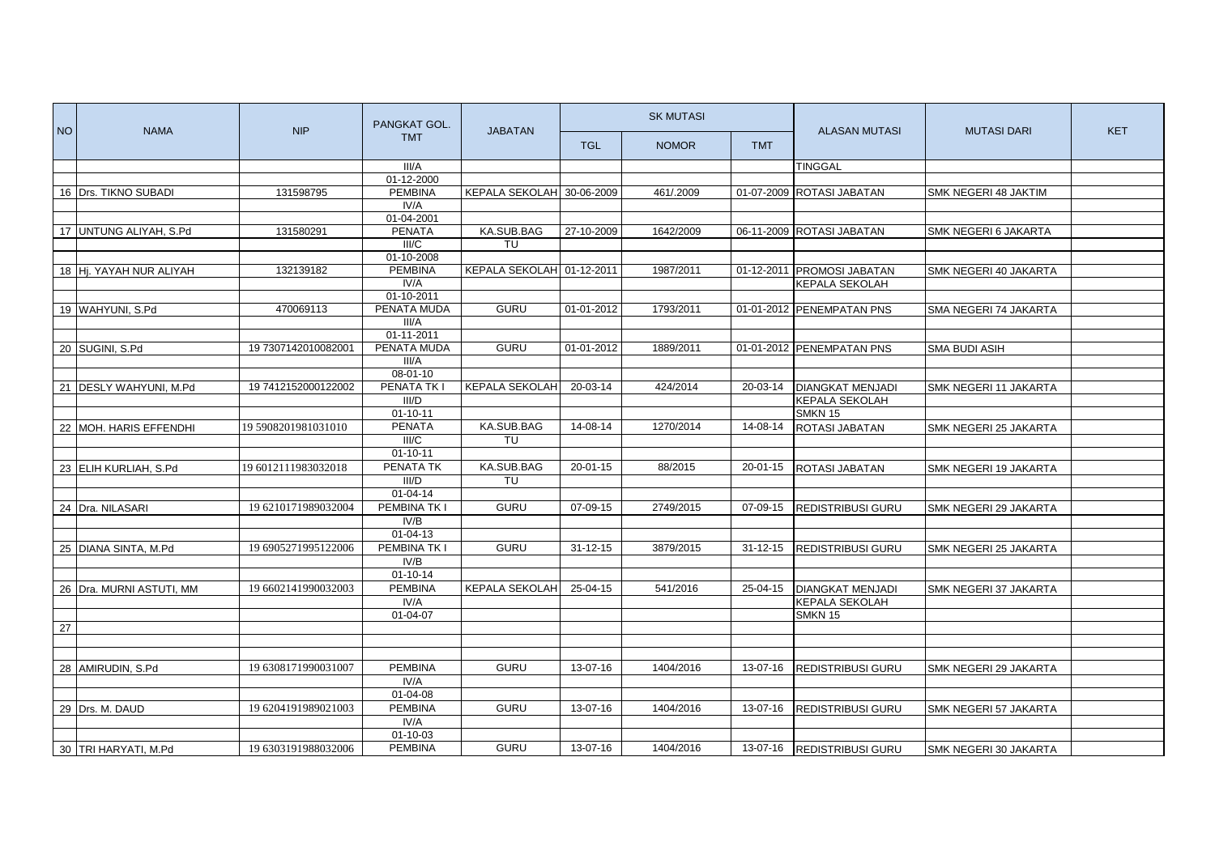| NO | NAMA | NIP | PANGKAT GOL. TMT | JABATAN | SK MUTASI | | | ALASAN MUTASI | MUTASI DARI | KET |
|---|---|---|---|---|---|---|---|---|---|---|
| | | | | | TGL | NOMOR | TMT | | | |
| | | | III/A | | | | | TINGGAL | | |
| | | | 01-12-2000 | | | | | | | |
| 16 | Drs. TIKNO SUBADI | 131598795 | PEMBINA | KEPALA SEKOLAH | 30-06-2009 | 461/.2009 | 01-07-2009 | ROTASI JABATAN | SMK NEGERI 48 JAKTIM | |
| | | | IV/A | | | | | | | |
| | | | 01-04-2001 | | | | | | | |
| 17 | UNTUNG ALIYAH, S.Pd | 131580291 | PENATA | KA.SUB.BAG | 27-10-2009 | 1642/2009 | 06-11-2009 | ROTASI JABATAN | SMK NEGERI 6 JAKARTA | |
| | | | III/C | TU | | | | | | |
| | | | 01-10-2008 | | | | | | | |
| 18 | Hj. YAYAH NUR ALIYAH | 132139182 | PEMBINA | KEPALA SEKOLAH | 01-12-2011 | 1987/2011 | 01-12-2011 | PROMOSI JABATAN | SMK NEGERI 40 JAKARTA | |
| | | | IV/A | | | | | KEPALA SEKOLAH | | |
| | | | 01-10-2011 | | | | | | | |
| 19 | WAHYUNI, S.Pd | 470069113 | PENATA MUDA | GURU | 01-01-2012 | 1793/2011 | 01-01-2012 | PENEMPATAN PNS | SMA NEGERI 74 JAKARTA | |
| | | | III/A | | | | | | | |
| | | | 01-11-2011 | | | | | | | |
| 20 | SUGINI, S.Pd | 19 7307142010082001 | PENATA MUDA | GURU | 01-01-2012 | 1889/2011 | 01-01-2012 | PENEMPATAN PNS | SMA BUDI ASIH | |
| | | | III/A | | | | | | | |
| | | | 08-01-10 | | | | | | | |
| 21 | DESLY WAHYUNI, M.Pd | 19 7412152000122002 | PENATA TK I | KEPALA SEKOLAH | 20-03-14 | 424/2014 | 20-03-14 | DIANGKAT MENJADI | SMK NEGERI 11 JAKARTA | |
| | | | III/D | | | | | KEPALA SEKOLAH | | |
| | | | 01-10-11 | | | | | SMKN 15 | | |
| 22 | MOH. HARIS EFFENDHI | 19 5908201981031010 | PENATA | KA.SUB.BAG | 14-08-14 | 1270/2014 | 14-08-14 | ROTASI JABATAN | SMK NEGERI 25 JAKARTA | |
| | | | III/C | TU | | | | | | |
| | | | 01-10-11 | | | | | | | |
| 23 | ELIH KURLIAH, S.Pd | 19 6012111983032018 | PENATA TK | KA.SUB.BAG | 20-01-15 | 88/2015 | 20-01-15 | ROTASI JABATAN | SMK NEGERI 19 JAKARTA | |
| | | | III/D | TU | | | | | | |
| | | | 01-04-14 | | | | | | | |
| 24 | Dra. NILASARI | 19 6210171989032004 | PEMBINA TK I | GURU | 07-09-15 | 2749/2015 | 07-09-15 | REDISTRIBUSI GURU | SMK NEGERI 29 JAKARTA | |
| | | | IV/B | | | | | | | |
| | | | 01-04-13 | | | | | | | |
| 25 | DIANA SINTA, M.Pd | 19 6905271995122006 | PEMBINA TK I | GURU | 31-12-15 | 3879/2015 | 31-12-15 | REDISTRIBUSI GURU | SMK NEGERI 25 JAKARTA | |
| | | | IV/B | | | | | | | |
| | | | 01-10-14 | | | | | | | |
| 26 | Dra. MURNI ASTUTI, MM | 19 6602141990032003 | PEMBINA | KEPALA SEKOLAH | 25-04-15 | 541/2016 | 25-04-15 | DIANGKAT MENJADI | SMK NEGERI 37 JAKARTA | |
| | | | IV/A | | | | | KEPALA SEKOLAH | | |
| | | | 01-04-07 | | | | | SMKN 15 | | |
| 27 | | | | | | | | | | |
| | | | | | | | | | | |
| | | | | | | | | | | |
| 28 | AMIRUDIN, S.Pd | 19 6308171990031007 | PEMBINA | GURU | 13-07-16 | 1404/2016 | 13-07-16 | REDISTRIBUSI GURU | SMK NEGERI 29 JAKARTA | |
| | | | IV/A | | | | | | | |
| | | | 01-04-08 | | | | | | | |
| 29 | Drs. M. DAUD | 19 6204191989021003 | PEMBINA | GURU | 13-07-16 | 1404/2016 | 13-07-16 | REDISTRIBUSI GURU | SMK NEGERI 57 JAKARTA | |
| | | | IV/A | | | | | | | |
| | | | 01-10-03 | | | | | | | |
| 30 | TRI HARYATI, M.Pd | 19 6303191988032006 | PEMBINA | GURU | 13-07-16 | 1404/2016 | 13-07-16 | REDISTRIBUSI GURU | SMK NEGERI 30 JAKARTA | |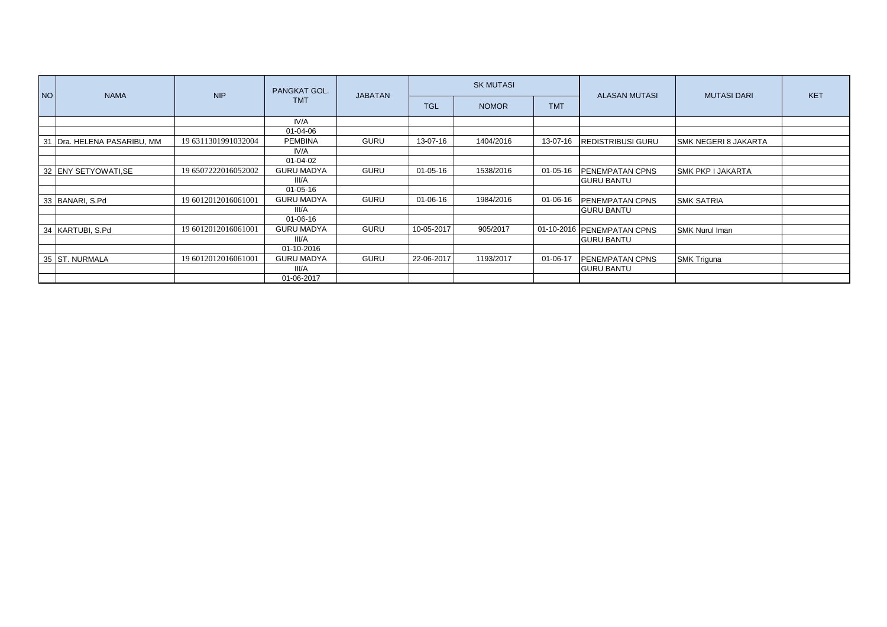| NO | NAMA | NIP | PANGKAT GOL. TMT | JABATAN | SK MUTASI | | | ALASAN MUTASI | MUTASI DARI | KET |
|---|---|---|---|---|---|---|---|---|---|---|
| | | | | | TGL | NOMOR | TMT | | | |
| | | | IV/A | | | | | | | |
| | | | 01-04-06 | | | | | | | |
| 31 | Dra. HELENA PASARIBU, MM | 19 6311301991032004 | PEMBINA | GURU | 13-07-16 | 1404/2016 | 13-07-16 | REDISTRIBUSI GURU | SMK NEGERI 8 JAKARTA | |
| | | | IV/A | | | | | | | |
| | | | 01-04-02 | | | | | | | |
| 32 | ENY SETYOWATI,SE | 19 6507222016052002 | GURU MADYA | GURU | 01-05-16 | 1538/2016 | 01-05-16 | PENEMPATAN CPNS | SMK PKP I JAKARTA | |
| | | | III/A | | | | | GURU BANTU | | |
| | | | 01-05-16 | | | | | | | |
| 33 | BANARI, S.Pd | 19 6012012016061001 | GURU MADYA | GURU | 01-06-16 | 1984/2016 | 01-06-16 | PENEMPATAN CPNS | SMK SATRIA | |
| | | | III/A | | | | | GURU BANTU | | |
| | | | 01-06-16 | | | | | | | |
| 34 | KARTUBI, S.Pd | 19 6012012016061001 | GURU MADYA | GURU | 10-05-2017 | 905/2017 | 01-10-2016 | PENEMPATAN CPNS | SMK Nurul Iman | |
| | | | III/A | | | | | GURU BANTU | | |
| | | | 01-10-2016 | | | | | | | |
| 35 | ST. NURMALA | 19 6012012016061001 | GURU MADYA | GURU | 22-06-2017 | 1193/2017 | 01-06-17 | PENEMPATAN CPNS | SMK Triguna | |
| | | | III/A | | | | | GURU BANTU | | |
| | | | 01-06-2017 | | | | | | | |